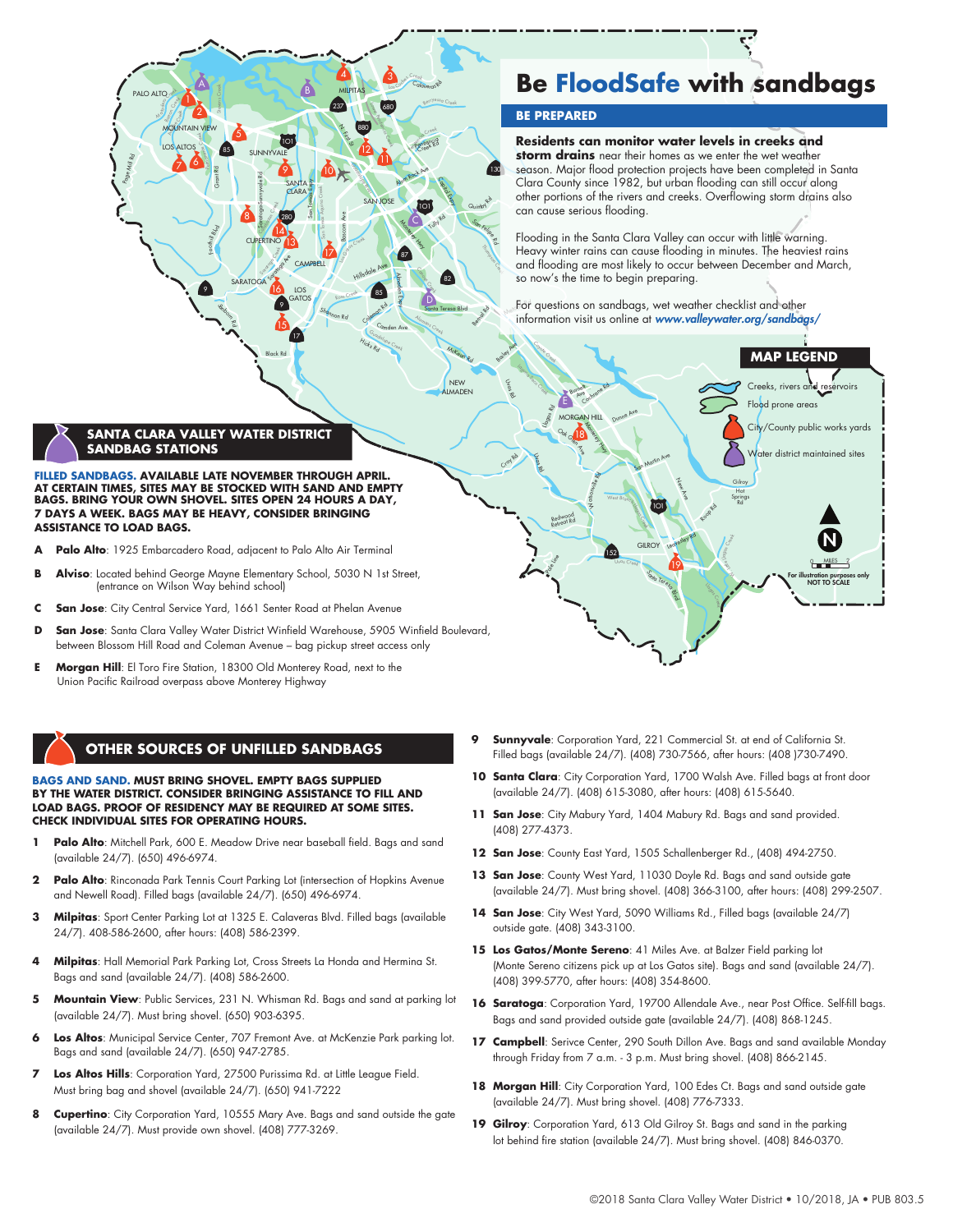# Be FloodSafe with sandbags

## BE PREPARED

**Residents can monitor water levels in creeks and storm drains** near their homes as we enter the wet weather season. Major flood protection projects have been completed in Santa Clara County since 1982, but urban flooding can still occur along other portions of the rivers and creeks. Overflowing storm drains also can cause serious flooding.

Flooding in the Santa Clara Valley can occur with little warning. Heavy winter rains can cause flooding in minutes. The heaviest rains and flooding are most likely to occur between December and March, so now's the time to begin preparing.

For questions on sandbags, wet weather checklist and other information visit us online at *www.valleywater.org/sandbags/*

## MAP LEGEND

- Creeks, rivers and reservoirs
- Flood prone areas
- City/County public works yards
- Water district maintained sites

For illustration purposes only
NOT TO SCALE

## SANTA CLARA VALLEY WATER DISTRICT SANDBAG STATIONS

**FILLED SANDBAGS. AVAILABLE LATE NOVEMBER THROUGH APRIL. AT CERTAIN TIMES, SITES MAY BE STOCKED WITH SAND AND EMPTY BAGS. BRING YOUR OWN SHOVEL. SITES OPEN 24 HOURS A DAY, 7 DAYS A WEEK. BAGS MAY BE HEAVY, CONSIDER BRINGING ASSISTANCE TO LOAD BAGS.**

- **A** **Palo Alto**: 1925 Embarcadero Road, adjacent to Palo Alto Air Terminal
- **B** **Alviso**: Located behind George Mayne Elementary School, 5030 N 1st Street, (entrance on Wilson Way behind school)
- **C** **San Jose**: City Central Service Yard, 1661 Senter Road at Phelan Avenue
- **D** **San Jose**: Santa Clara Valley Water District Winfield Warehouse, 5905 Winfield Boulevard, between Blossom Hill Road and Coleman Avenue – bag pickup street access only
- **E** **Morgan Hill**: El Toro Fire Station, 18300 Old Monterey Road, next to the Union Pacific Railroad overpass above Monterey Highway

## OTHER SOURCES OF UNFILLED SANDBAGS

**BAGS AND SAND. MUST BRING SHOVEL. EMPTY BAGS SUPPLIED BY THE WATER DISTRICT. CONSIDER BRINGING ASSISTANCE TO FILL AND LOAD BAGS. PROOF OF RESIDENCY MAY BE REQUIRED AT SOME SITES. CHECK INDIVIDUAL SITES FOR OPERATING HOURS.**

1. **Palo Alto**: Mitchell Park, 600 E. Meadow Drive near baseball field. Bags and sand (available 24/7). (650) 496-6974.
2. **Palo Alto**: Rinconada Park Tennis Court Parking Lot (intersection of Hopkins Avenue and Newell Road). Filled bags (available 24/7). (650) 496-6974.
3. **Milpitas**: Sport Center Parking Lot at 1325 E. Calaveras Blvd. Filled bags (available 24/7). 408-586-2600, after hours: (408) 586-2399.
4. **Milpitas**: Hall Memorial Park Parking Lot, Cross Streets La Honda and Hermina St. Bags and sand (available 24/7). (408) 586-2600.
5. **Mountain View**: Public Services, 231 N. Whisman Rd. Bags and sand at parking lot (available 24/7). Must bring shovel. (650) 903-6395.
6. **Los Altos**: Municipal Service Center, 707 Fremont Ave. at McKenzie Park parking lot. Bags and sand (available 24/7). (650) 947-2785.
7. **Los Altos Hills**: Corporation Yard, 27500 Purissima Rd. at Little League Field. Must bring bag and shovel (available 24/7). (650) 941-7222
8. **Cupertino**: City Corporation Yard, 10555 Mary Ave. Bags and sand outside the gate (available 24/7). Must provide own shovel. (408) 777-3269.
9. **Sunnyvale**: Corporation Yard, 221 Commercial St. at end of California St. Filled bags (available 24/7). (408) 730-7566, after hours: (408 )730-7490.
10. **Santa Clara**: City Corporation Yard, 1700 Walsh Ave. Filled bags at front door (available 24/7). (408) 615-3080, after hours: (408) 615-5640.
11. **San Jose**: City Mabury Yard, 1404 Mabury Rd. Bags and sand provided. (408) 277-4373.
12. **San Jose**: County East Yard, 1505 Schallenberger Rd., (408) 494-2750.
13. **San Jose**: County West Yard, 11030 Doyle Rd. Bags and sand outside gate (available 24/7). Must bring shovel. (408) 366-3100, after hours: (408) 299-2507.
14. **San Jose**: City West Yard, 5090 Williams Rd., Filled bags (available 24/7) outside gate. (408) 343-3100.
15. **Los Gatos/Monte Sereno**: 41 Miles Ave. at Balzer Field parking lot (Monte Sereno citizens pick up at Los Gatos site). Bags and sand (available 24/7). (408) 399-5770, after hours: (408) 354-8600.
16. **Saratoga**: Corporation Yard, 19700 Allendale Ave., near Post Office. Self-fill bags. Bags and sand provided outside gate (available 24/7). (408) 868-1245.
17. **Campbell**: Serivce Center, 290 South Dillon Ave. Bags and sand available Monday through Friday from 7 a.m. - 3 p.m. Must bring shovel. (408) 866-2145.
18. **Morgan Hill**: City Corporation Yard, 100 Edes Ct. Bags and sand outside gate (available 24/7). Must bring shovel. (408) 776-7333.
19. **Gilroy**: Corporation Yard, 613 Old Gilroy St. Bags and sand in the parking lot behind fire station (available 24/7). Must bring shovel. (408) 846-0370.

©2018 Santa Clara Valley Water District • 10/2018, JA • PUB 803.5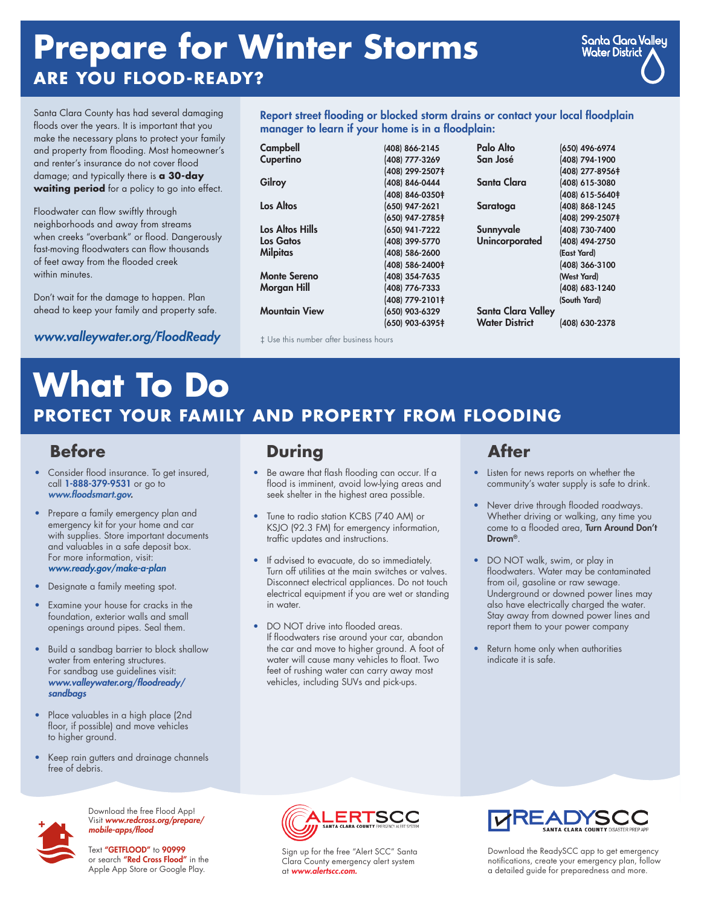# Prepare for Winter Storms

## ARE YOU FLOOD-READY?

Santa Clara Valley Water District

Santa Clara County has had several damaging floods over the years. It is important that you make the necessary plans to protect your family and property from flooding. Most homeowner's and renter's insurance do not cover flood damage; and typically there is **a 30-day waiting period** for a policy to go into effect.

Floodwater can flow swiftly through neighborhoods and away from streams when creeks "overbank" or flood. Dangerously fast-moving floodwaters can flow thousands of feet away from the flooded creek within minutes.

Don't wait for the damage to happen. Plan ahead to keep your family and property safe.

***www.valleywater.org/FloodReady***

**Report street flooding or blocked storm drains or contact your local floodplain manager to learn if your home is in a floodplain:**

| | | | |
|---|---|---|---|
| **Campbell** | (408) 866-2145 | **Palo Alto** | (650) 496-6974 |
| **Cupertino** | (408) 777-3269<br>(408) 299-2507‡ | **San José** | (408) 794-1900<br>(408) 277-8956‡ |
| **Gilroy** | (408) 846-0444<br>(408) 846-0350‡ | **Santa Clara** | (408) 615-3080<br>(408) 615-5640‡ |
| **Los Altos** | (650) 947-2621<br>(650) 947-2785‡ | **Saratoga** | (408) 868-1245<br>(408) 299-2507‡ |
| **Los Altos Hills** | (650) 941-7222 | **Sunnyvale** | (408) 730-7400 |
| **Los Gatos** | (408) 399-5770 | **Unincorporated** | (408) 494-2750 (East Yard)<br>(408) 366-3100 (West Yard)<br>(408) 683-1240 (South Yard) |
| **Milpitas** | (408) 586-2600<br>(408) 586-2400‡ | | |
| **Monte Sereno** | (408) 354-7635 | | |
| **Morgan Hill** | (408) 776-7333<br>(408) 779-2101‡ | | |
| **Mountain View** | (650) 903-6329<br>(650) 903-6395‡ | **Santa Clara Valley Water District** | (408) 630-2378 |

‡ Use this number after business hours

# What To Do

## PROTECT YOUR FAMILY AND PROPERTY FROM FLOODING

### Before

- Consider flood insurance. To get insured, call 1-888-379-9531 or go to ***www.floodsmart.gov.***
- Prepare a family emergency plan and emergency kit for your home and car with supplies. Store important documents and valuables in a safe deposit box. For more information, visit: ***www.ready.gov/make-a-plan***
- Designate a family meeting spot.
- Examine your house for cracks in the foundation, exterior walls and small openings around pipes. Seal them.
- Build a sandbag barrier to block shallow water from entering structures. For sandbag use guidelines visit: ***www.valleywater.org/floodready/sandbags***
- Place valuables in a high place (2nd floor, if possible) and move vehicles to higher ground.
- Keep rain gutters and drainage channels free of debris.

### During

- Be aware that flash flooding can occur. If a flood is imminent, avoid low-lying areas and seek shelter in the highest area possible.
- Tune to radio station KCBS (740 AM) or KSJO (92.3 FM) for emergency information, traffic updates and instructions.
- If advised to evacuate, do so immediately. Turn off utilities at the main switches or valves. Disconnect electrical appliances. Do not touch electrical equipment if you are wet or standing in water.
- DO NOT drive into flooded areas. If floodwaters rise around your car, abandon the car and move to higher ground. A foot of water will cause many vehicles to float. Two feet of rushing water can carry away most vehicles, including SUVs and pick-ups.

### After

- Listen for news reports on whether the community's water supply is safe to drink.
- Never drive through flooded roadways. Whether driving or walking, any time you come to a flooded area, **Turn Around Don't Drown®**.
- DO NOT walk, swim, or play in floodwaters. Water may be contaminated from oil, gasoline or raw sewage. Underground or downed power lines may also have electrically charged the water. Stay away from downed power lines and report them to your power company
- Return home only when authorities indicate it is safe.

Download the free Flood App! Visit ***www.redcross.org/prepare/mobile-apps/flood***

Text **"GETFLOOD"** to **90999** or search **"Red Cross Flood"** in the Apple App Store or Google Play.

ALERTSCC — SANTA CLARA COUNTY EMERGENCY ALERT SYSTEM

Sign up for the free "Alert SCC" Santa Clara County emergency alert system at ***www.alertscc.com.***

READYSCC — SANTA CLARA COUNTY DISASTER PREP APP

Download the ReadySCC app to get emergency notifications, create your emergency plan, follow a detailed guide for preparedness and more.